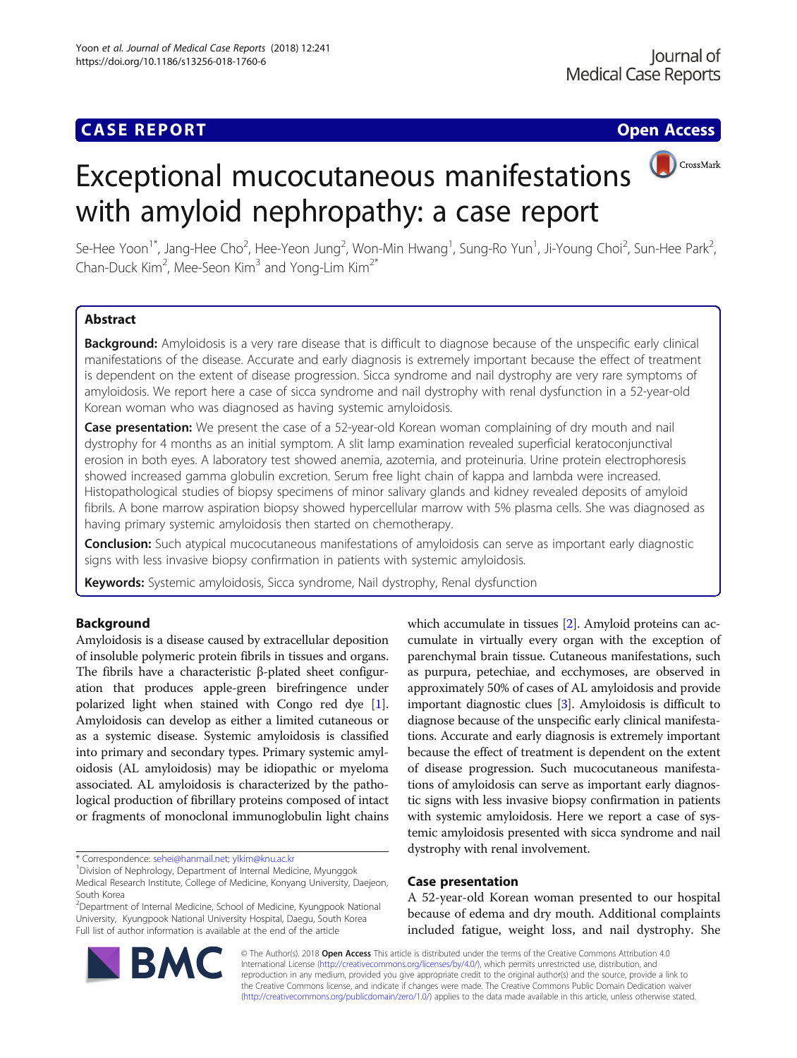CASE REPORT

Open Access

# Exceptional mucocutaneous manifestations with amyloid nephropathy: a case report

Se-Hee Yoon[1*], Jang-Hee Cho[2], Hee-Yeon Jung[2], Won-Min Hwang[1], Sung-Ro Yun[1], Ji-Young Choi[2], Sun-Hee Park[2], Chan-Duck Kim[2], Mee-Seon Kim[3] and Yong-Lim Kim[2*]

## Abstract

**Background:** Amyloidosis is a very rare disease that is difficult to diagnose because of the unspecific early clinical manifestations of the disease. Accurate and early diagnosis is extremely important because the effect of treatment is dependent on the extent of disease progression. Sicca syndrome and nail dystrophy are very rare symptoms of amyloidosis. We report here a case of sicca syndrome and nail dystrophy with renal dysfunction in a 52-year-old Korean woman who was diagnosed as having systemic amyloidosis.

**Case presentation:** We present the case of a 52-year-old Korean woman complaining of dry mouth and nail dystrophy for 4 months as an initial symptom. A slit lamp examination revealed superficial keratoconjunctival erosion in both eyes. A laboratory test showed anemia, azotemia, and proteinuria. Urine protein electrophoresis showed increased gamma globulin excretion. Serum free light chain of kappa and lambda were increased. Histopathological studies of biopsy specimens of minor salivary glands and kidney revealed deposits of amyloid fibrils. A bone marrow aspiration biopsy showed hypercellular marrow with 5% plasma cells. She was diagnosed as having primary systemic amyloidosis then started on chemotherapy.

**Conclusion:** Such atypical mucocutaneous manifestations of amyloidosis can serve as important early diagnostic signs with less invasive biopsy confirmation in patients with systemic amyloidosis.

**Keywords:** Systemic amyloidosis, Sicca syndrome, Nail dystrophy, Renal dysfunction

## Background

Amyloidosis is a disease caused by extracellular deposition of insoluble polymeric protein fibrils in tissues and organs. The fibrils have a characteristic β-plated sheet configuration that produces apple-green birefringence under polarized light when stained with Congo red dye [1]. Amyloidosis can develop as either a limited cutaneous or as a systemic disease. Systemic amyloidosis is classified into primary and secondary types. Primary systemic amyloidosis (AL amyloidosis) may be idiopathic or myeloma associated. AL amyloidosis is characterized by the pathological production of fibrillary proteins composed of intact or fragments of monoclonal immunoglobulin light chains which accumulate in tissues [2]. Amyloid proteins can accumulate in virtually every organ with the exception of parenchymal brain tissue. Cutaneous manifestations, such as purpura, petechiae, and ecchymoses, are observed in approximately 50% of cases of AL amyloidosis and provide important diagnostic clues [3]. Amyloidosis is difficult to diagnose because of the unspecific early clinical manifestations. Accurate and early diagnosis is extremely important because the effect of treatment is dependent on the extent of disease progression. Such mucocutaneous manifestations of amyloidosis can serve as important early diagnostic signs with less invasive biopsy confirmation in patients with systemic amyloidosis. Here we report a case of systemic amyloidosis presented with sicca syndrome and nail dystrophy with renal involvement.

## Case presentation

A 52-year-old Korean woman presented to our hospital because of edema and dry mouth. Additional complaints included fatigue, weight loss, and nail dystrophy. She

* Correspondence: sehei@hanmail.net; ylkim@knu.ac.kr
[1]Division of Nephrology, Department of Internal Medicine, Myunggok Medical Research Institute, College of Medicine, Konyang University, Daejeon, South Korea
[2]Department of Internal Medicine, School of Medicine, Kyungpook National University, Kyungpook National University Hospital, Daegu, South Korea
Full list of author information is available at the end of the article

© The Author(s). 2018 **Open Access** This article is distributed under the terms of the Creative Commons Attribution 4.0 International License (http://creativecommons.org/licenses/by/4.0/), which permits unrestricted use, distribution, and reproduction in any medium, provided you give appropriate credit to the original author(s) and the source, provide a link to the Creative Commons license, and indicate if changes were made. The Creative Commons Public Domain Dedication waiver (http://creativecommons.org/publicdomain/zero/1.0/) applies to the data made available in this article, unless otherwise stated.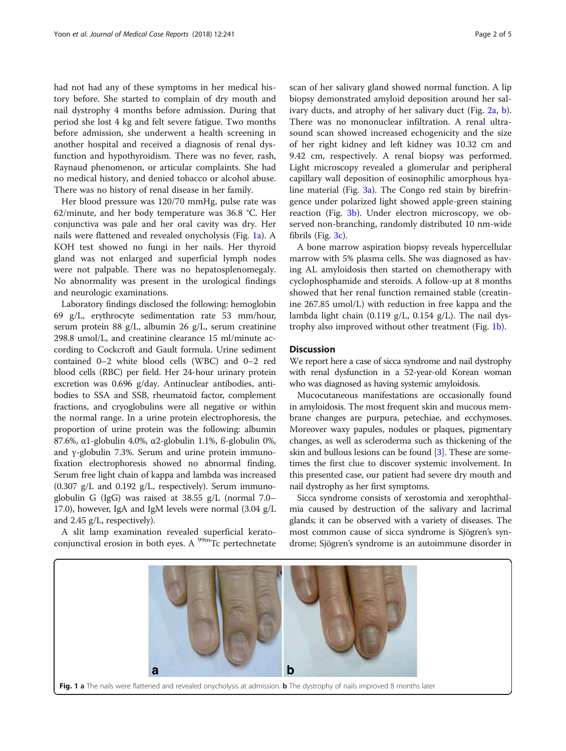had not had any of these symptoms in her medical history before. She started to complain of dry mouth and nail dystrophy 4 months before admission. During that period she lost 4 kg and felt severe fatigue. Two months before admission, she underwent a health screening in another hospital and received a diagnosis of renal dysfunction and hypothyroidism. There was no fever, rash, Raynaud phenomenon, or articular complaints. She had no medical history, and denied tobacco or alcohol abuse. There was no history of renal disease in her family.

Her blood pressure was 120/70 mmHg, pulse rate was 62/minute, and her body temperature was 36.8 °C. Her conjunctiva was pale and her oral cavity was dry. Her nails were flattened and revealed onycholysis (Fig. 1a). A KOH test showed no fungi in her nails. Her thyroid gland was not enlarged and superficial lymph nodes were not palpable. There was no hepatosplenomegaly. No abnormality was present in the urological findings and neurologic examinations.

Laboratory findings disclosed the following: hemoglobin 69 g/L, erythrocyte sedimentation rate 53 mm/hour, serum protein 88 g/L, albumin 26 g/L, serum creatinine 298.8 umol/L, and creatinine clearance 15 ml/minute according to Cockcroft and Gault formula. Urine sediment contained 0–2 white blood cells (WBC) and 0–2 red blood cells (RBC) per field. Her 24-hour urinary protein excretion was 0.696 g/day. Antinuclear antibodies, antibodies to SSA and SSB, rheumatoid factor, complement fractions, and cryoglobulins were all negative or within the normal range. In a urine protein electrophoresis, the proportion of urine protein was the following: albumin 87.6%, α1-globulin 4.0%, α2-globulin 1.1%, ß-globulin 0%, and γ-globulin 7.3%. Serum and urine protein immunofixation electrophoresis showed no abnormal finding. Serum free light chain of kappa and lambda was increased (0.307 g/L and 0.192 g/L, respectively). Serum immunoglobulin G (IgG) was raised at 38.55 g/L (normal 7.0–17.0), however, IgA and IgM levels were normal (3.04 g/L and 2.45 g/L, respectively).

A slit lamp examination revealed superficial keratoconjunctival erosion in both eyes. A $^{99m}$Tc pertechnetate scan of her salivary gland showed normal function. A lip biopsy demonstrated amyloid deposition around her salivary ducts, and atrophy of her salivary duct (Fig. 2a, b). There was no mononuclear infiltration. A renal ultrasound scan showed increased echogenicity and the size of her right kidney and left kidney was 10.32 cm and 9.42 cm, respectively. A renal biopsy was performed. Light microscopy revealed a glomerular and peripheral capillary wall deposition of eosinophilic amorphous hyaline material (Fig. 3a). The Congo red stain by birefringence under polarized light showed apple-green staining reaction (Fig. 3b). Under electron microscopy, we observed non-branching, randomly distributed 10 nm-wide fibrils (Fig. 3c).

A bone marrow aspiration biopsy reveals hypercellular marrow with 5% plasma cells. She was diagnosed as having AL amyloidosis then started on chemotherapy with cyclophosphamide and steroids. A follow-up at 8 months showed that her renal function remained stable (creatinine 267.85 umol/L) with reduction in free kappa and the lambda light chain (0.119 g/L, 0.154 g/L). The nail dystrophy also improved without other treatment (Fig. 1b).

## Discussion

We report here a case of sicca syndrome and nail dystrophy with renal dysfunction in a 52-year-old Korean woman who was diagnosed as having systemic amyloidosis.

Mucocutaneous manifestations are occasionally found in amyloidosis. The most frequent skin and mucous membrane changes are purpura, petechiae, and ecchymoses. Moreover waxy papules, nodules or plaques, pigmentary changes, as well as scleroderma such as thickening of the skin and bullous lesions can be found [3]. These are sometimes the first clue to discover systemic involvement. In this presented case, our patient had severe dry mouth and nail dystrophy as her first symptoms.

Sicca syndrome consists of xerostomia and xerophthalmia caused by destruction of the salivary and lacrimal glands; it can be observed with a variety of diseases. The most common cause of sicca syndrome is Sjögren's syndrome; Sjögren's syndrome is an autoimmune disorder in

**Fig. 1** **a** The nails were flattened and revealed onycholysis at admission. **b** The dystrophy of nails improved 8 months later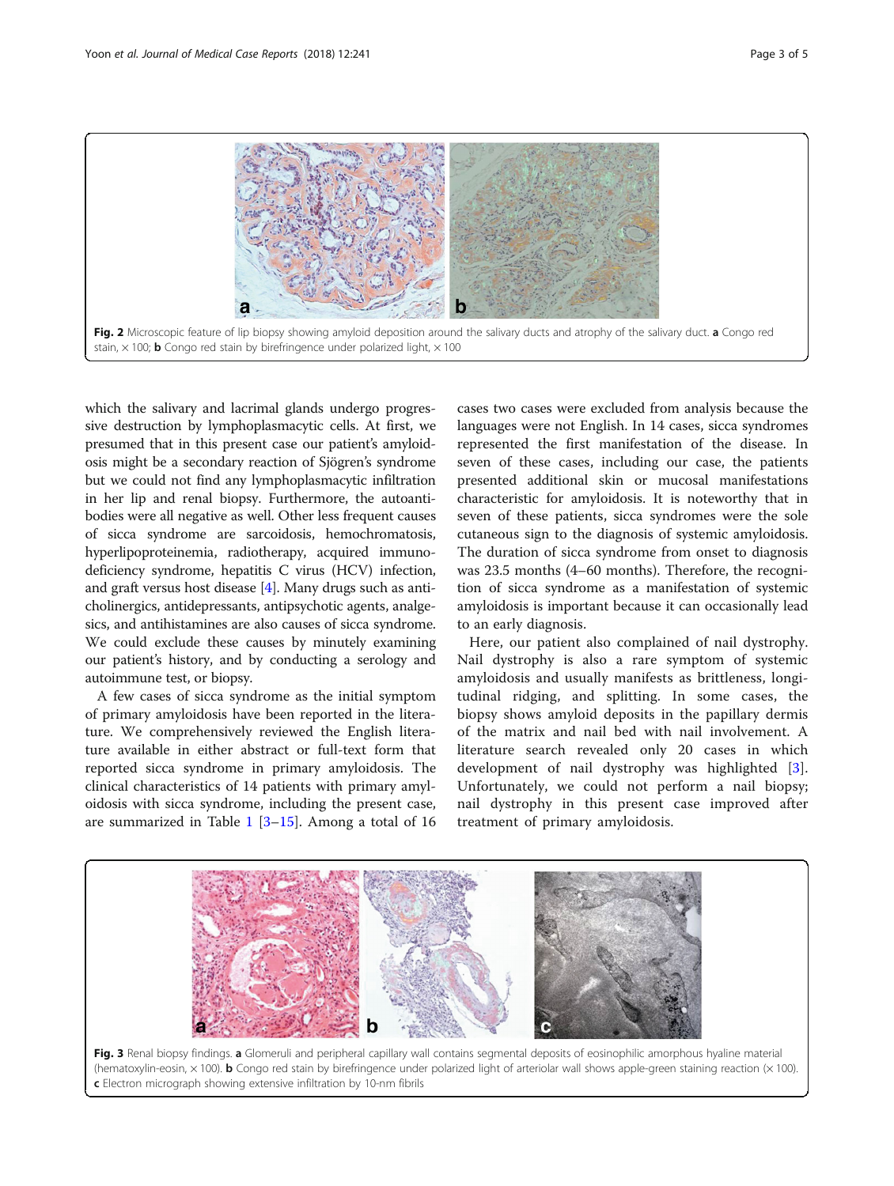Fig. 2 Microscopic feature of lip biopsy showing amyloid deposition around the salivary ducts and atrophy of the salivary duct. **a** Congo red stain, × 100; **b** Congo red stain by birefringence under polarized light, × 100

which the salivary and lacrimal glands undergo progressive destruction by lymphoplasmacytic cells. At first, we presumed that in this present case our patient's amyloidosis might be a secondary reaction of Sjögren's syndrome but we could not find any lymphoplasmacytic infiltration in her lip and renal biopsy. Furthermore, the autoantibodies were all negative as well. Other less frequent causes of sicca syndrome are sarcoidosis, hemochromatosis, hyperlipoproteinemia, radiotherapy, acquired immunodeficiency syndrome, hepatitis C virus (HCV) infection, and graft versus host disease [4]. Many drugs such as anticholinergics, antidepressants, antipsychotic agents, analgesics, and antihistamines are also causes of sicca syndrome. We could exclude these causes by minutely examining our patient's history, and by conducting a serology and autoimmune test, or biopsy.

A few cases of sicca syndrome as the initial symptom of primary amyloidosis have been reported in the literature. We comprehensively reviewed the English literature available in either abstract or full-text form that reported sicca syndrome in primary amyloidosis. The clinical characteristics of 14 patients with primary amyloidosis with sicca syndrome, including the present case, are summarized in Table 1 [3–15]. Among a total of 16 cases two cases were excluded from analysis because the languages were not English. In 14 cases, sicca syndromes represented the first manifestation of the disease. In seven of these cases, including our case, the patients presented additional skin or mucosal manifestations characteristic for amyloidosis. It is noteworthy that in seven of these patients, sicca syndromes were the sole cutaneous sign to the diagnosis of systemic amyloidosis. The duration of sicca syndrome from onset to diagnosis was 23.5 months (4–60 months). Therefore, the recognition of sicca syndrome as a manifestation of systemic amyloidosis is important because it can occasionally lead to an early diagnosis.

Here, our patient also complained of nail dystrophy. Nail dystrophy is also a rare symptom of systemic amyloidosis and usually manifests as brittleness, longitudinal ridging, and splitting. In some cases, the biopsy shows amyloid deposits in the papillary dermis of the matrix and nail bed with nail involvement. A literature search revealed only 20 cases in which development of nail dystrophy was highlighted [3]. Unfortunately, we could not perform a nail biopsy; nail dystrophy in this present case improved after treatment of primary amyloidosis.

Fig. 3 Renal biopsy findings. **a** Glomeruli and peripheral capillary wall contains segmental deposits of eosinophilic amorphous hyaline material (hematoxylin-eosin, × 100). **b** Congo red stain by birefringence under polarized light of arteriolar wall shows apple-green staining reaction (× 100). **c** Electron micrograph showing extensive infiltration by 10-nm fibrils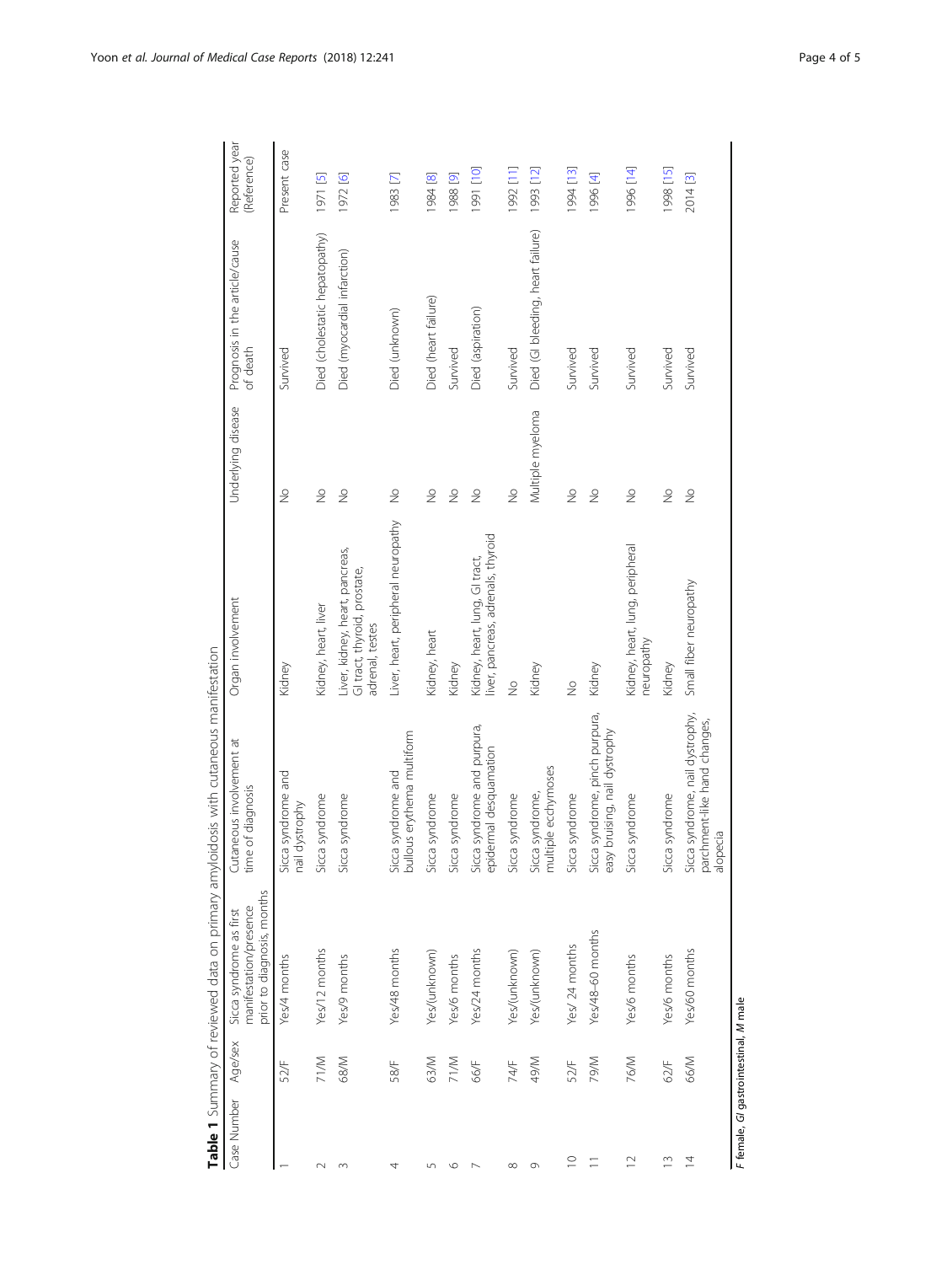**Table 1** Summary of reviewed data on primary amyloidosis with cutaneous manifestation

| Case Number | Age/sex | Sicca syndrome as first manifestation/presence prior to diagnosis, months | Cutaneous involvement at time of diagnosis | Organ involvement | Underlying disease | Prognosis in the article/cause of death | Reported year (Reference) |
|---|---|---|---|---|---|---|---|
| 1 | 52/F | Yes/4 months | Sicca syndrome and nail dystrophy | Kidney | No | Survived | Present case |
| 2 | 71/M | Yes/12 months | Sicca syndrome | Kidney, heart, liver | No | Died (cholestatic hepatopathy) | 1971 [5] |
| 3 | 68/M | Yes/9 months | Sicca syndrome | Liver, kidney, heart, pancreas, GI tract, thyroid, prostate, adrenal, testes | No | Died (myocardial infarction) | 1972 [6] |
| 4 | 58/F | Yes/48 months | Sicca syndrome and bullous erythema multiform | Liver, heart, peripheral neuropathy | No | Died (unknown) | 1983 [7] |
| 5 | 63/M | Yes/(unknown) | Sicca syndrome | Kidney, heart | No | Died (heart failure) | 1984 [8] |
| 6 | 71/M | Yes/6 months | Sicca syndrome | Kidney | No | Survived | 1988 [9] |
| 7 | 66/F | Yes/24 months | Sicca syndrome and purpura, epidermal desquamation | Kidney, heart, lung, GI tract, liver, pancreas, adrenals, thyroid | No | Died (aspiration) | 1991 [10] |
| 8 | 74/F | Yes/(unknown) | Sicca syndrome | No | No | Survived | 1992 [11] |
| 9 | 49/M | Yes/(unknown) | Sicca syndrome, multiple ecchymoses | Kidney | Multiple myeloma | Died (GI bleeding, heart failure) | 1993 [12] |
| 10 | 52/F | Yes/ 24 months | Sicca syndrome | No | No | Survived | 1994 [13] |
| 11 | 79/M | Yes/48–60 months | Sicca syndrome, pinch purpura, easy bruising, nail dystrophy | Kidney | No | Survived | 1996 [4] |
| 12 | 76/M | Yes/6 months | Sicca syndrome | Kidney, heart, lung, peripheral neuropathy | No | Survived | 1996 [14] |
| 13 | 62/F | Yes/6 months | Sicca syndrome | Kidney | No | Survived | 1998 [15] |
| 14 | 66/M | Yes/60 months | Sicca syndrome, nail dystrophy, parchment-like hand changes, alopecia | Small fiber neuropathy | No | Survived | 2014 [3] |

*F* female, *GI* gastrointestinal, *M* male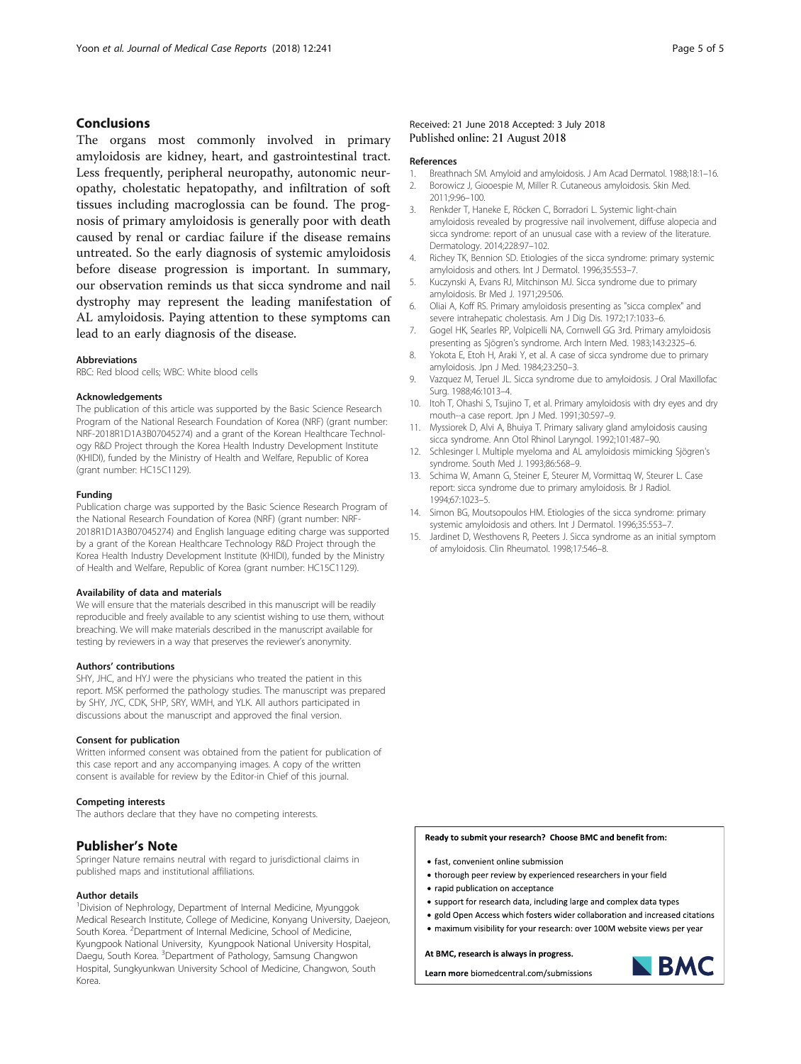## Conclusions

The organs most commonly involved in primary amyloidosis are kidney, heart, and gastrointestinal tract. Less frequently, peripheral neuropathy, autonomic neuropathy, cholestatic hepatopathy, and infiltration of soft tissues including macroglossia can be found. The prognosis of primary amyloidosis is generally poor with death caused by renal or cardiac failure if the disease remains untreated. So the early diagnosis of systemic amyloidosis before disease progression is important. In summary, our observation reminds us that sicca syndrome and nail dystrophy may represent the leading manifestation of AL amyloidosis. Paying attention to these symptoms can lead to an early diagnosis of the disease.

#### Abbreviations

RBC: Red blood cells; WBC: White blood cells

#### Acknowledgements

The publication of this article was supported by the Basic Science Research Program of the National Research Foundation of Korea (NRF) (grant number: NRF-2018R1D1A3B07045274) and a grant of the Korean Healthcare Technology R&D Project through the Korea Health Industry Development Institute (KHIDI), funded by the Ministry of Health and Welfare, Republic of Korea (grant number: HC15C1129).

#### Funding

Publication charge was supported by the Basic Science Research Program of the National Research Foundation of Korea (NRF) (grant number: NRF-2018R1D1A3B07045274) and English language editing charge was supported by a grant of the Korean Healthcare Technology R&D Project through the Korea Health Industry Development Institute (KHIDI), funded by the Ministry of Health and Welfare, Republic of Korea (grant number: HC15C1129).

#### Availability of data and materials

We will ensure that the materials described in this manuscript will be readily reproducible and freely available to any scientist wishing to use them, without breaching. We will make materials described in the manuscript available for testing by reviewers in a way that preserves the reviewer's anonymity.

#### Authors' contributions

SHY, JHC, and HYJ were the physicians who treated the patient in this report. MSK performed the pathology studies. The manuscript was prepared by SHY, JYC, CDK, SHP, SRY, WMH, and YLK. All authors participated in discussions about the manuscript and approved the final version.

#### Consent for publication

Written informed consent was obtained from the patient for publication of this case report and any accompanying images. A copy of the written consent is available for review by the Editor-in Chief of this journal.

#### Competing interests

The authors declare that they have no competing interests.

## Publisher's Note

Springer Nature remains neutral with regard to jurisdictional claims in published maps and institutional affiliations.

#### Author details

[1]Division of Nephrology, Department of Internal Medicine, Myunggok Medical Research Institute, College of Medicine, Konyang University, Daejeon, South Korea. [2]Department of Internal Medicine, School of Medicine, Kyungpook National University, Kyungpook National University Hospital, Daegu, South Korea. [3]Department of Pathology, Samsung Changwon Hospital, Sungkyunkwan University School of Medicine, Changwon, South Korea.

Received: 21 June 2018 Accepted: 3 July 2018
Published online: 21 August 2018

#### References

1. Breathnach SM. Amyloid and amyloidosis. J Am Acad Dermatol. 1988;18:1–16.
2. Borowicz J, Giooespie M, Miller R. Cutaneous amyloidosis. Skin Med. 2011;9:96–100.
3. Renkder T, Haneke E, Röcken C, Borradori L. Systemic light-chain amyloidosis revealed by progressive nail involvement, diffuse alopecia and sicca syndrome: report of an unusual case with a review of the literature. Dermatology. 2014;228:97–102.
4. Richey TK, Bennion SD. Etiologies of the sicca syndrome: primary systemic amyloidosis and others. Int J Dermatol. 1996;35:553–7.
5. Kuczynski A, Evans RJ, Mitchinson MJ. Sicca syndrome due to primary amyloidosis. Br Med J. 1971;29:506.
6. Oliai A, Koff RS. Primary amyloidosis presenting as "sicca complex" and severe intrahepatic cholestasis. Am J Dig Dis. 1972;17:1033–6.
7. Gogel HK, Searles RP, Volpicelli NA, Cornwell GG 3rd. Primary amyloidosis presenting as Sjögren's syndrome. Arch Intern Med. 1983;143:2325–6.
8. Yokota E, Etoh H, Araki Y, et al. A case of sicca syndrome due to primary amyloidosis. Jpn J Med. 1984;23:250–3.
9. Vazquez M, Teruel JL. Sicca syndrome due to amyloidosis. J Oral Maxillofac Surg. 1988;46:1013–4.
10. Itoh T, Ohashi S, Tsujino T, et al. Primary amyloidosis with dry eyes and dry mouth--a case report. Jpn J Med. 1991;30:597–9.
11. Myssiorek D, Alvi A, Bhuiya T. Primary salivary gland amyloidosis causing sicca syndrome. Ann Otol Rhinol Laryngol. 1992;101:487–90.
12. Schlesinger I. Multiple myeloma and AL amyloidosis mimicking Sjögren's syndrome. South Med J. 1993;86:568–9.
13. Schima W, Amann G, Steiner E, Steurer M, Vormittaq W, Steurer L. Case report: sicca syndrome due to primary amyloidosis. Br J Radiol. 1994;67:1023–5.
14. Simon BG, Moutsopoulos HM. Etiologies of the sicca syndrome: primary systemic amyloidosis and others. Int J Dermatol. 1996;35:553–7.
15. Jardinet D, Westhovens R, Peeters J. Sicca syndrome as an initial symptom of amyloidosis. Clin Rheumatol. 1998;17:546–8.

**Ready to submit your research? Choose BMC and benefit from:**

- fast, convenient online submission
- thorough peer review by experienced researchers in your field
- rapid publication on acceptance
- support for research data, including large and complex data types
- gold Open Access which fosters wider collaboration and increased citations
- maximum visibility for your research: over 100M website views per year

**At BMC, research is always in progress.**

**Learn more** biomedcentral.com/submissions

BMC